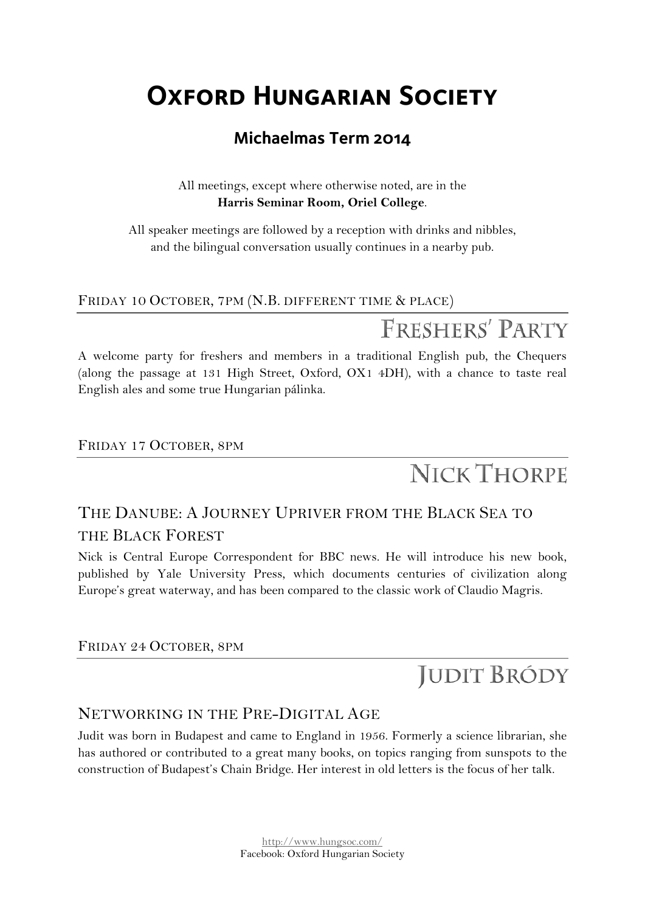# Oxford Hungarian Society

## Michaelmas Term 2014

All meetings, except where otherwise noted, are in the **Harris Seminar Room, Oriel College**.

All speaker meetings are followed by a reception with drinks and nibbles, and the bilingual conversation usually continues in a nearby pub.

---

Friday 10 October, 7pm (N.B. different time & place)

### Freshers' Party

A welcome party for freshers and members in a traditional English pub, the Chequers (along the passage at 131 High Street, Oxford, OX1 4DH), with a chance to taste real English ales and some true Hungarian pálinka.

---

Friday 17 October, 8pm

### Nick Thorpe

#### The Danube: A Journey Upriver from the Black Sea to the Black Forest

Nick is Central Europe Correspondent for BBC news. He will introduce his new book, published by Yale University Press, which documents centuries of civilization along Europe's great waterway, and has been compared to the classic work of Claudio Magris.

---

Friday 24 October, 8pm

### Judit Bródy

#### Networking in the Pre-Digital Age

Judit was born in Budapest and came to England in 1956. Formerly a science librarian, she has authored or contributed to a great many books, on topics ranging from sunspots to the construction of Budapest's Chain Bridge. Her interest in old letters is the focus of her talk.

http://www.hungsoc.com/
Facebook: Oxford Hungarian Society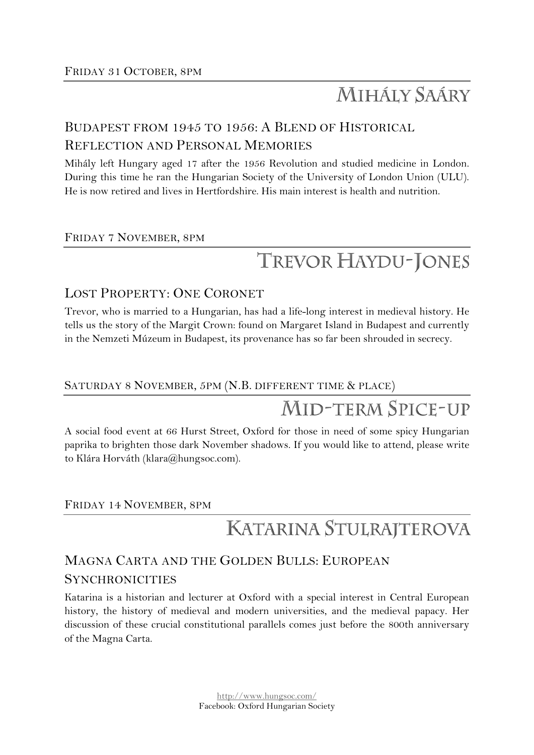Friday 31 October, 8pm

## Mihály Saáry

### Budapest from 1945 to 1956: A Blend of Historical Reflection and Personal Memories

Mihály left Hungary aged 17 after the 1956 Revolution and studied medicine in London. During this time he ran the Hungarian Society of the University of London Union (ULU). He is now retired and lives in Hertfordshire. His main interest is health and nutrition.

Friday 7 November, 8pm

## Trevor Haydu-Jones

### Lost Property: One Coronet

Trevor, who is married to a Hungarian, has had a life-long interest in medieval history. He tells us the story of the Margit Crown: found on Margaret Island in Budapest and currently in the Nemzeti Múzeum in Budapest, its provenance has so far been shrouded in secrecy.

Saturday 8 November, 5pm (N.B. different time & place)

## Mid-term Spice-up

A social food event at 66 Hurst Street, Oxford for those in need of some spicy Hungarian paprika to brighten those dark November shadows. If you would like to attend, please write to Klára Horváth (klara@hungsoc.com).

Friday 14 November, 8pm

## Katarina Stulrajterova

### Magna Carta and the Golden Bulls: European Synchronicities

Katarina is a historian and lecturer at Oxford with a special interest in Central European history, the history of medieval and modern universities, and the medieval papacy. Her discussion of these crucial constitutional parallels comes just before the 800th anniversary of the Magna Carta.

http://www.hungsoc.com/
Facebook: Oxford Hungarian Society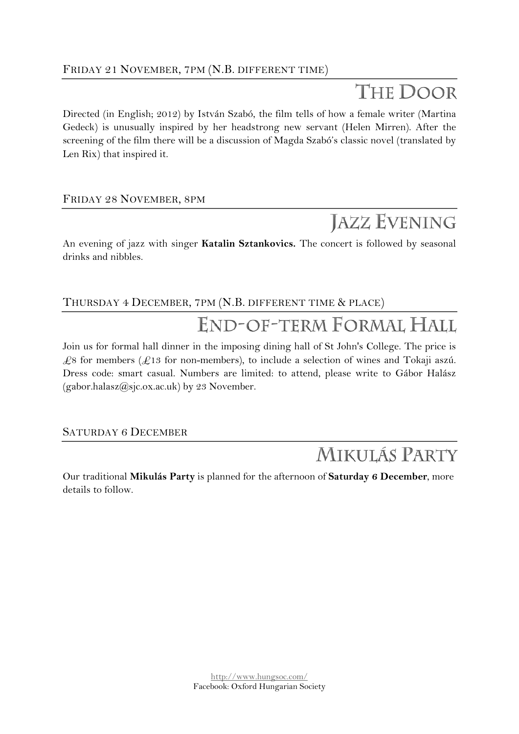Friday 21 November, 7pm (N.B. different time)

## The Door

Directed (in English; 2012) by István Szabó, the film tells of how a female writer (Martina Gedeck) is unusually inspired by her headstrong new servant (Helen Mirren). After the screening of the film there will be a discussion of Magda Szabó's classic novel (translated by Len Rix) that inspired it.

Friday 28 November, 8pm

## Jazz Evening

An evening of jazz with singer **Katalin Sztankovics.** The concert is followed by seasonal drinks and nibbles.

Thursday 4 December, 7pm (N.B. different time & place)

## End-of-term Formal Hall

Join us for formal hall dinner in the imposing dining hall of St John's College. The price is £8 for members (£13 for non-members), to include a selection of wines and Tokaji aszú. Dress code: smart casual. Numbers are limited: to attend, please write to Gábor Halász (gabor.halasz@sjc.ox.ac.uk) by 23 November.

Saturday 6 December

## Mikulás Party

Our traditional **Mikulás Party** is planned for the afternoon of **Saturday 6 December**, more details to follow.

http://www.hungsoc.com/
Facebook: Oxford Hungarian Society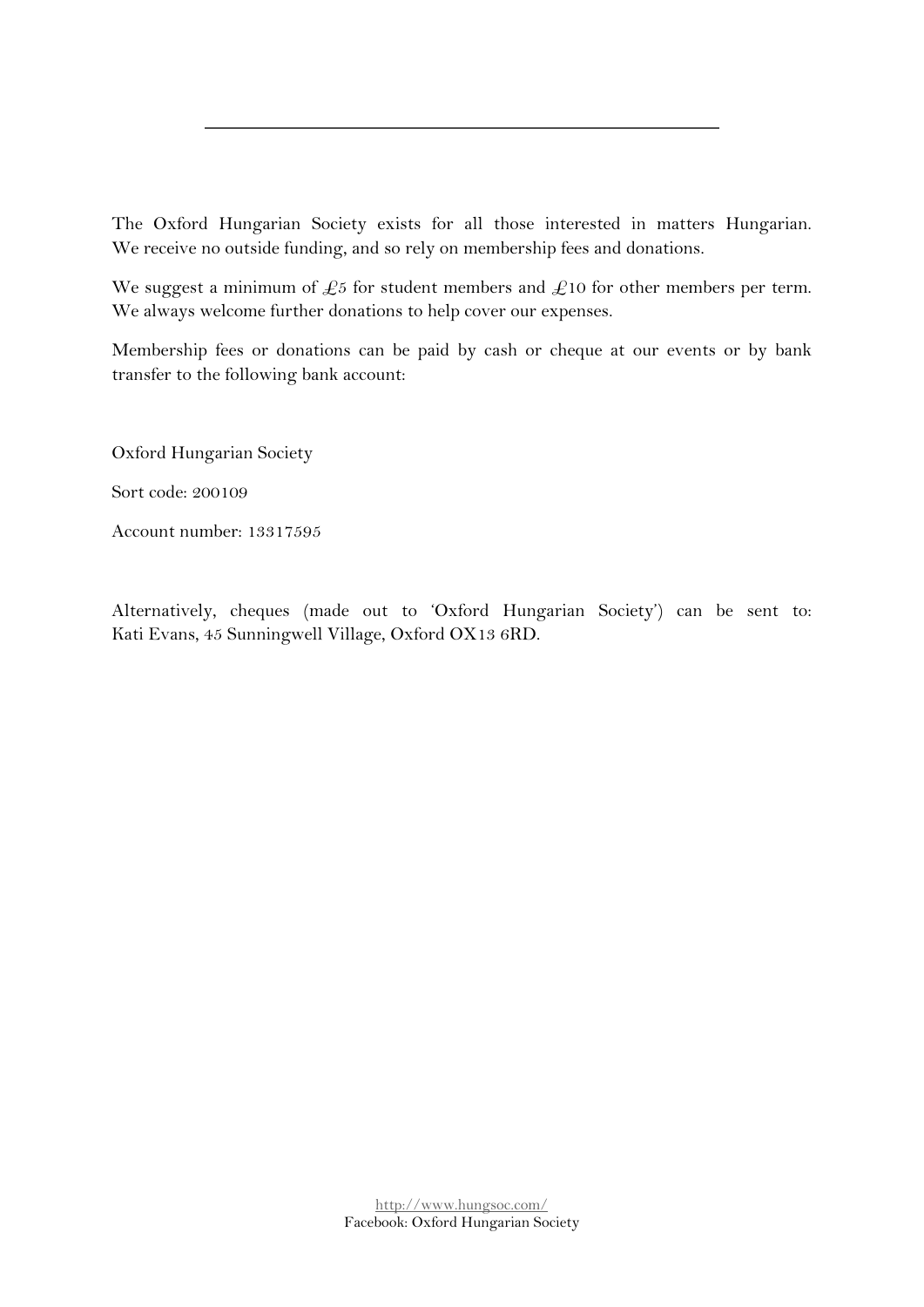---

The Oxford Hungarian Society exists for all those interested in matters Hungarian. We receive no outside funding, and so rely on membership fees and donations.

We suggest a minimum of £5 for student members and £10 for other members per term. We always welcome further donations to help cover our expenses.

Membership fees or donations can be paid by cash or cheque at our events or by bank transfer to the following bank account:

Oxford Hungarian Society

Sort code: 200109

Account number: 13317595

Alternatively, cheques (made out to 'Oxford Hungarian Society') can be sent to: Kati Evans, 45 Sunningwell Village, Oxford OX13 6RD.

http://www.hungsoc.com/
Facebook: Oxford Hungarian Society